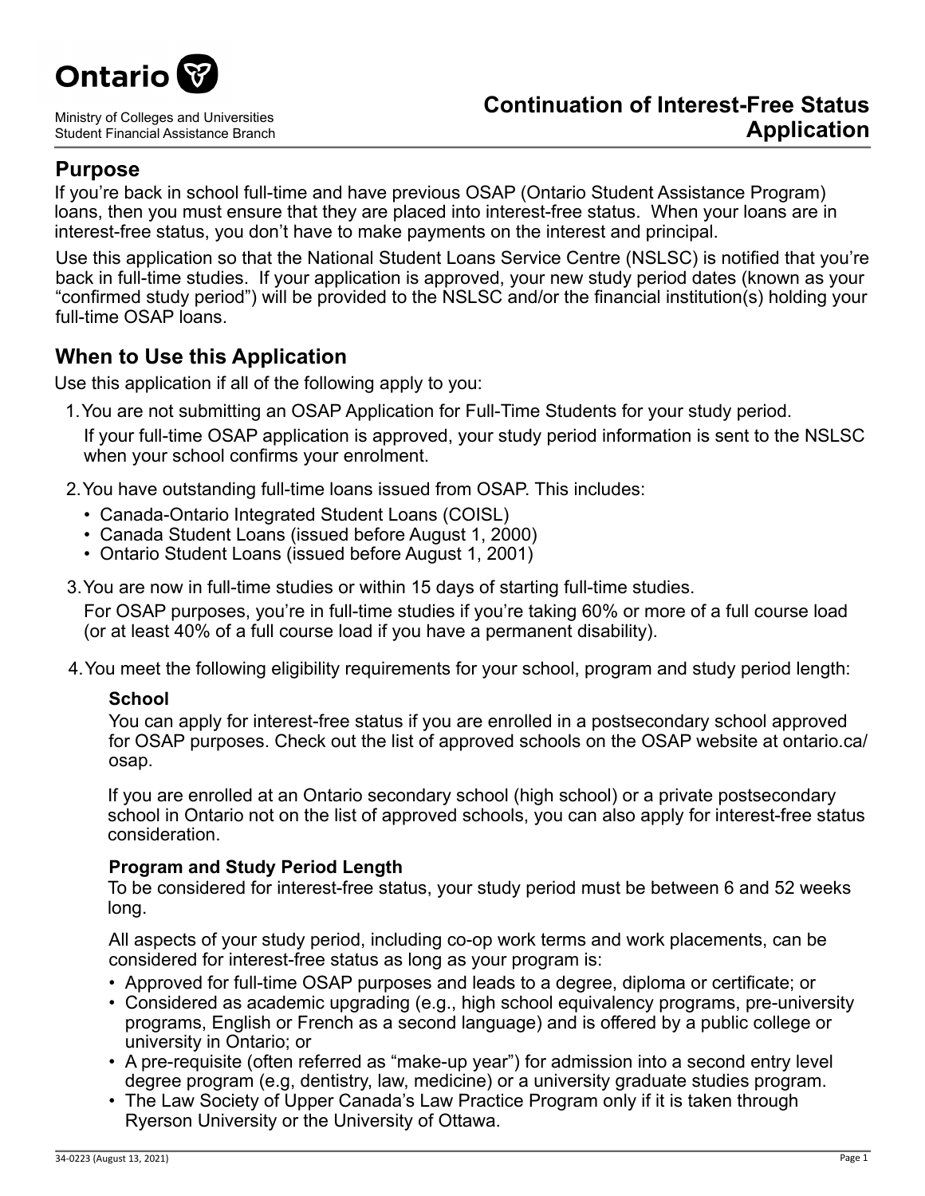Ontario

Ministry of Colleges and Universities
Student Financial Assistance Branch

# Continuation of Interest-Free Status Application

## Purpose

If you're back in school full-time and have previous OSAP (Ontario Student Assistance Program) loans, then you must ensure that they are placed into interest-free status. When your loans are in interest-free status, you don't have to make payments on the interest and principal.

Use this application so that the National Student Loans Service Centre (NSLSC) is notified that you're back in full-time studies. If your application is approved, your new study period dates (known as your "confirmed study period") will be provided to the NSLSC and/or the financial institution(s) holding your full-time OSAP loans.

## When to Use this Application

Use this application if all of the following apply to you:

1. You are not submitting an OSAP Application for Full-Time Students for your study period.

   If your full-time OSAP application is approved, your study period information is sent to the NSLSC when your school confirms your enrolment.

2. You have outstanding full-time loans issued from OSAP. This includes:
   - Canada-Ontario Integrated Student Loans (COISL)
   - Canada Student Loans (issued before August 1, 2000)
   - Ontario Student Loans (issued before August 1, 2001)

3. You are now in full-time studies or within 15 days of starting full-time studies.

   For OSAP purposes, you're in full-time studies if you're taking 60% or more of a full course load (or at least 40% of a full course load if you have a permanent disability).

4. You meet the following eligibility requirements for your school, program and study period length:

   **School**

   You can apply for interest-free status if you are enrolled in a postsecondary school approved for OSAP purposes. Check out the list of approved schools on the OSAP website at ontario.ca/osap.

   If you are enrolled at an Ontario secondary school (high school) or a private postsecondary school in Ontario not on the list of approved schools, you can also apply for interest-free status consideration.

   **Program and Study Period Length**

   To be considered for interest-free status, your study period must be between 6 and 52 weeks long.

   All aspects of your study period, including co-op work terms and work placements, can be considered for interest-free status as long as your program is:

   - Approved for full-time OSAP purposes and leads to a degree, diploma or certificate; or
   - Considered as academic upgrading (e.g., high school equivalency programs, pre-university programs, English or French as a second language) and is offered by a public college or university in Ontario; or
   - A pre-requisite (often referred as "make-up year") for admission into a second entry level degree program (e.g, dentistry, law, medicine) or a university graduate studies program.
   - The Law Society of Upper Canada's Law Practice Program only if it is taken through Ryerson University or the University of Ottawa.

34-0223 (August 13, 2021)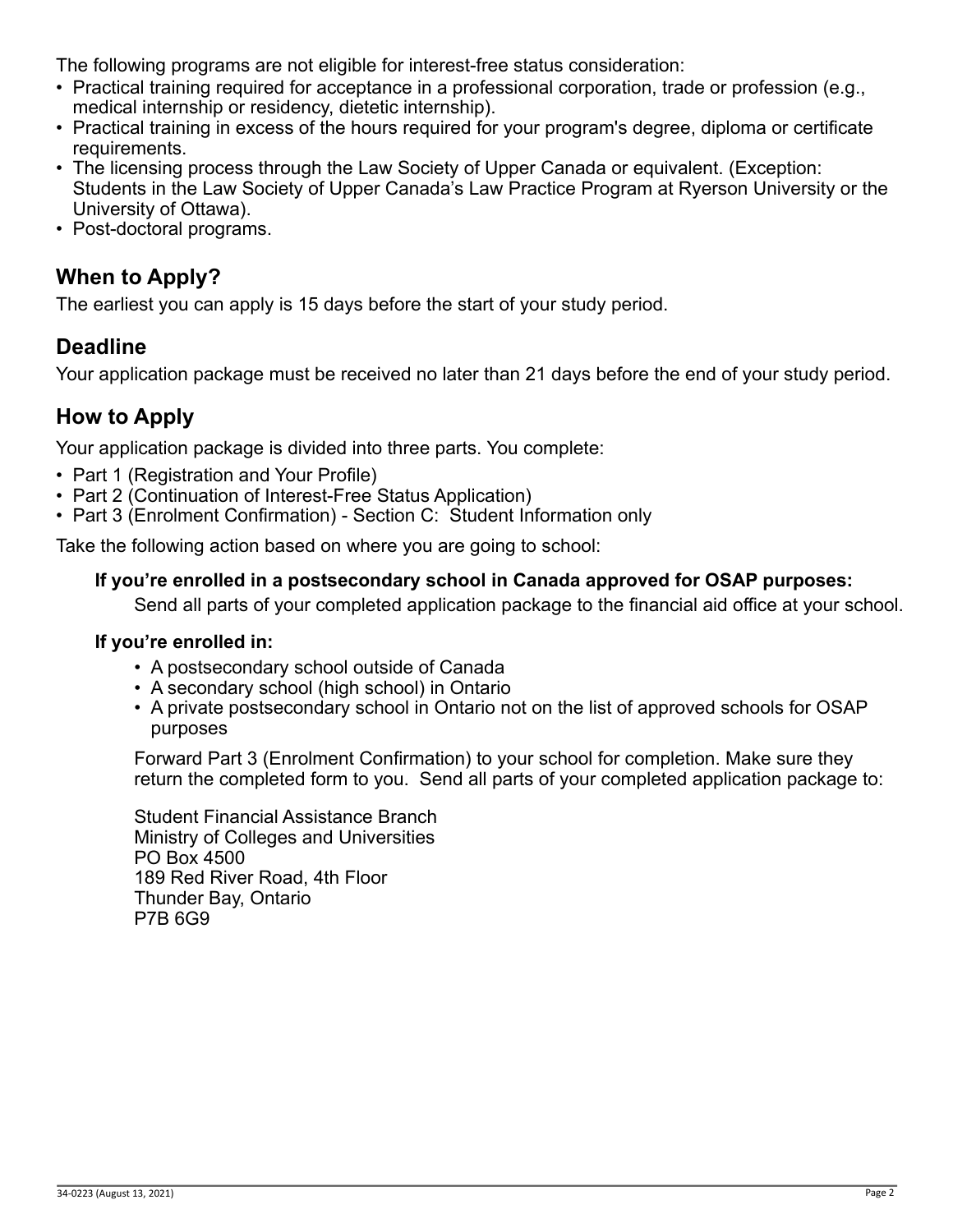The following programs are not eligible for interest-free status consideration:

- Practical training required for acceptance in a professional corporation, trade or profession (e.g., medical internship or residency, dietetic internship).
- Practical training in excess of the hours required for your program's degree, diploma or certificate requirements.
- The licensing process through the Law Society of Upper Canada or equivalent. (Exception: Students in the Law Society of Upper Canada's Law Practice Program at Ryerson University or the University of Ottawa).
- Post-doctoral programs.

## When to Apply?

The earliest you can apply is 15 days before the start of your study period.

## Deadline

Your application package must be received no later than 21 days before the end of your study period.

## How to Apply

Your application package is divided into three parts. You complete:

- Part 1 (Registration and Your Profile)
- Part 2 (Continuation of Interest-Free Status Application)
- Part 3 (Enrolment Confirmation) - Section C: Student Information only

Take the following action based on where you are going to school:

**If you're enrolled in a postsecondary school in Canada approved for OSAP purposes:**

Send all parts of your completed application package to the financial aid office at your school.

**If you're enrolled in:**

- A postsecondary school outside of Canada
- A secondary school (high school) in Ontario
- A private postsecondary school in Ontario not on the list of approved schools for OSAP purposes

Forward Part 3 (Enrolment Confirmation) to your school for completion. Make sure they return the completed form to you. Send all parts of your completed application package to:

Student Financial Assistance Branch
Ministry of Colleges and Universities
PO Box 4500
189 Red River Road, 4th Floor
Thunder Bay, Ontario
P7B 6G9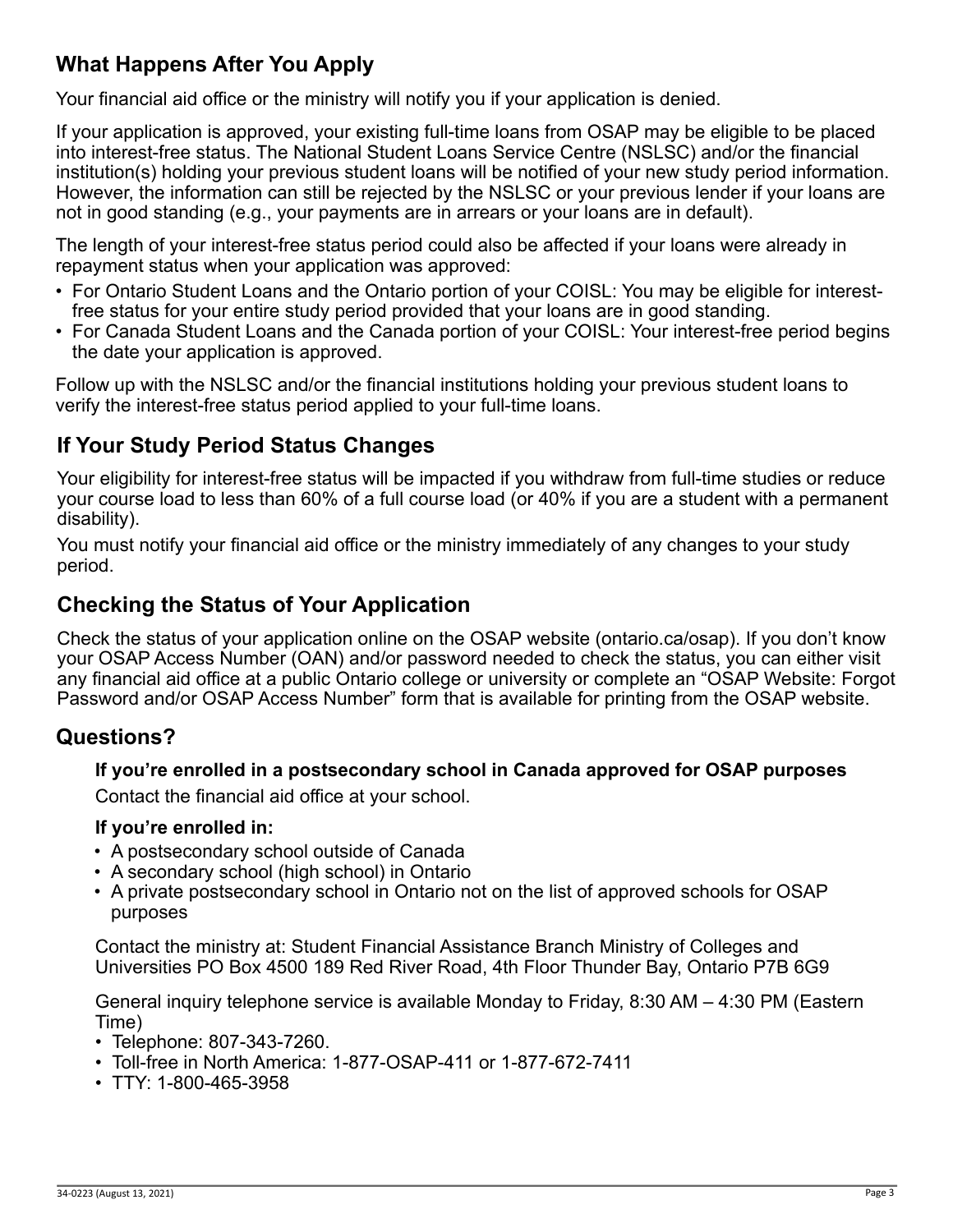## What Happens After You Apply

Your financial aid office or the ministry will notify you if your application is denied.

If your application is approved, your existing full-time loans from OSAP may be eligible to be placed into interest-free status. The National Student Loans Service Centre (NSLSC) and/or the financial institution(s) holding your previous student loans will be notified of your new study period information. However, the information can still be rejected by the NSLSC or your previous lender if your loans are not in good standing (e.g., your payments are in arrears or your loans are in default).

The length of your interest-free status period could also be affected if your loans were already in repayment status when your application was approved:

- For Ontario Student Loans and the Ontario portion of your COISL: You may be eligible for interest-free status for your entire study period provided that your loans are in good standing.
- For Canada Student Loans and the Canada portion of your COISL: Your interest-free period begins the date your application is approved.

Follow up with the NSLSC and/or the financial institutions holding your previous student loans to verify the interest-free status period applied to your full-time loans.

## If Your Study Period Status Changes

Your eligibility for interest-free status will be impacted if you withdraw from full-time studies or reduce your course load to less than 60% of a full course load (or 40% if you are a student with a permanent disability).

You must notify your financial aid office or the ministry immediately of any changes to your study period.

## Checking the Status of Your Application

Check the status of your application online on the OSAP website (ontario.ca/osap). If you don't know your OSAP Access Number (OAN) and/or password needed to check the status, you can either visit any financial aid office at a public Ontario college or university or complete an "OSAP Website: Forgot Password and/or OSAP Access Number" form that is available for printing from the OSAP website.

## Questions?

**If you're enrolled in a postsecondary school in Canada approved for OSAP purposes**

Contact the financial aid office at your school.

**If you're enrolled in:**

- A postsecondary school outside of Canada
- A secondary school (high school) in Ontario
- A private postsecondary school in Ontario not on the list of approved schools for OSAP purposes

Contact the ministry at: Student Financial Assistance Branch Ministry of Colleges and Universities PO Box 4500 189 Red River Road, 4th Floor Thunder Bay, Ontario P7B 6G9

General inquiry telephone service is available Monday to Friday, 8:30 AM – 4:30 PM (Eastern Time)

- Telephone: 807-343-7260.
- Toll-free in North America: 1-877-OSAP-411 or 1-877-672-7411
- TTY: 1-800-465-3958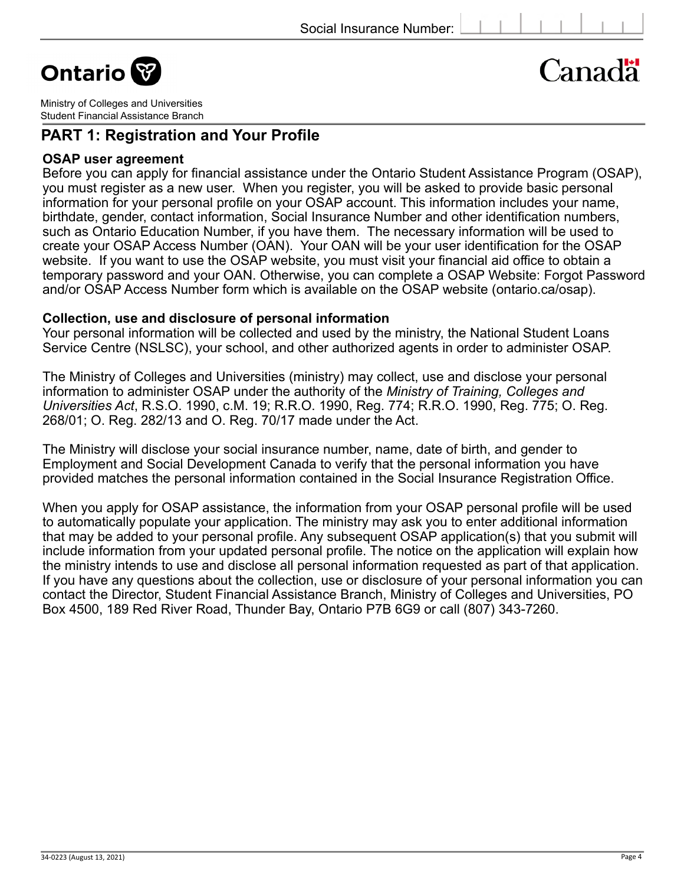Social Insurance Number:

Ontario

Canada

Ministry of Colleges and Universities
Student Financial Assistance Branch

## PART 1: Registration and Your Profile

**OSAP user agreement**

Before you can apply for financial assistance under the Ontario Student Assistance Program (OSAP), you must register as a new user. When you register, you will be asked to provide basic personal information for your personal profile on your OSAP account. This information includes your name, birthdate, gender, contact information, Social Insurance Number and other identification numbers, such as Ontario Education Number, if you have them. The necessary information will be used to create your OSAP Access Number (OAN). Your OAN will be your user identification for the OSAP website. If you want to use the OSAP website, you must visit your financial aid office to obtain a temporary password and your OAN. Otherwise, you can complete a OSAP Website: Forgot Password and/or OSAP Access Number form which is available on the OSAP website (ontario.ca/osap).

**Collection, use and disclosure of personal information**

Your personal information will be collected and used by the ministry, the National Student Loans Service Centre (NSLSC), your school, and other authorized agents in order to administer OSAP.

The Ministry of Colleges and Universities (ministry) may collect, use and disclose your personal information to administer OSAP under the authority of the *Ministry of Training, Colleges and Universities Act*, R.S.O. 1990, c.M. 19; R.R.O. 1990, Reg. 774; R.R.O. 1990, Reg. 775; O. Reg. 268/01; O. Reg. 282/13 and O. Reg. 70/17 made under the Act.

The Ministry will disclose your social insurance number, name, date of birth, and gender to Employment and Social Development Canada to verify that the personal information you have provided matches the personal information contained in the Social Insurance Registration Office.

When you apply for OSAP assistance, the information from your OSAP personal profile will be used to automatically populate your application. The ministry may ask you to enter additional information that may be added to your personal profile. Any subsequent OSAP application(s) that you submit will include information from your updated personal profile. The notice on the application will explain how the ministry intends to use and disclose all personal information requested as part of that application. If you have any questions about the collection, use or disclosure of your personal information you can contact the Director, Student Financial Assistance Branch, Ministry of Colleges and Universities, PO Box 4500, 189 Red River Road, Thunder Bay, Ontario P7B 6G9 or call (807) 343-7260.

34-0223 (August 13, 2021)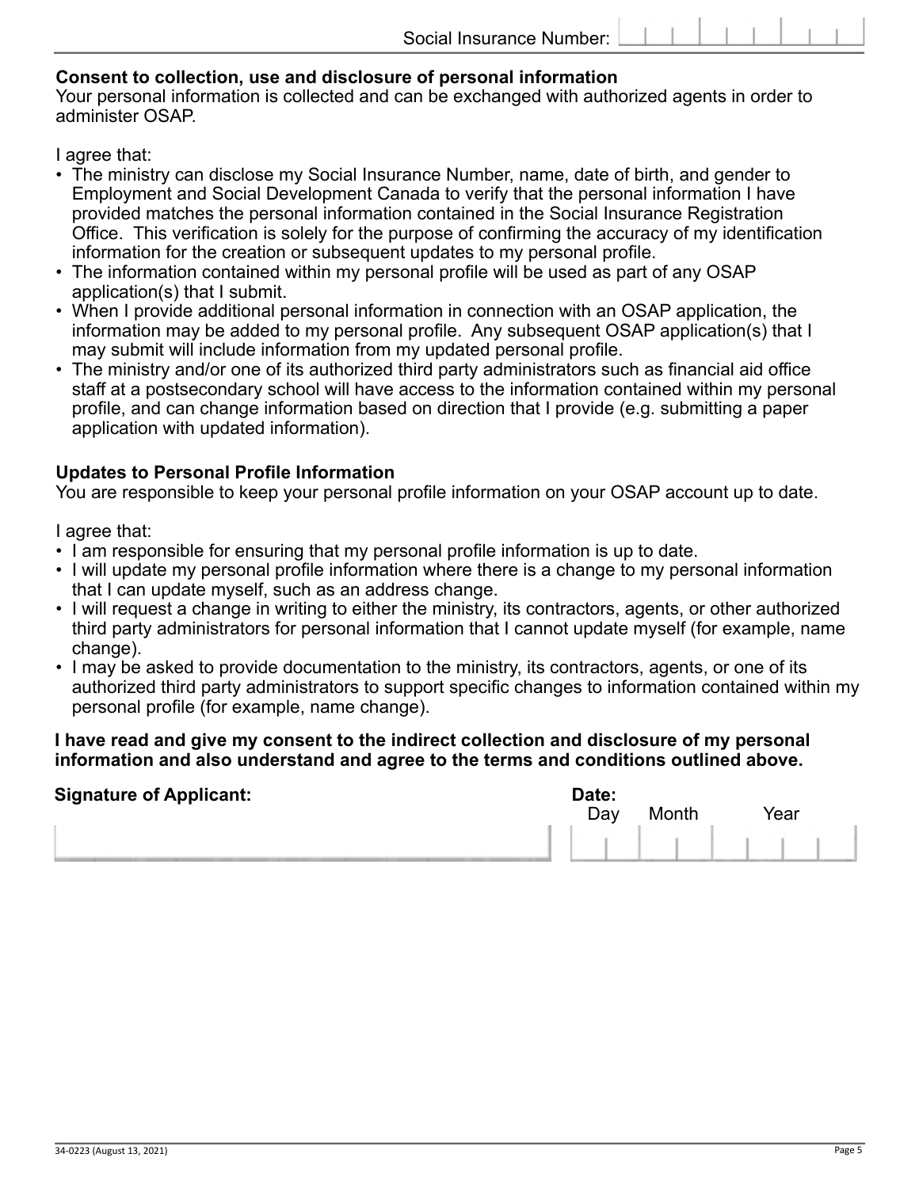Social Insurance Number: 

**Consent to collection, use and disclosure of personal information**
Your personal information is collected and can be exchanged with authorized agents in order to administer OSAP.

I agree that:

- The ministry can disclose my Social Insurance Number, name, date of birth, and gender to Employment and Social Development Canada to verify that the personal information I have provided matches the personal information contained in the Social Insurance Registration Office. This verification is solely for the purpose of confirming the accuracy of my identification information for the creation or subsequent updates to my personal profile.
- The information contained within my personal profile will be used as part of any OSAP application(s) that I submit.
- When I provide additional personal information in connection with an OSAP application, the information may be added to my personal profile. Any subsequent OSAP application(s) that I may submit will include information from my updated personal profile.
- The ministry and/or one of its authorized third party administrators such as financial aid office staff at a postsecondary school will have access to the information contained within my personal profile, and can change information based on direction that I provide (e.g. submitting a paper application with updated information).

**Updates to Personal Profile Information**
You are responsible to keep your personal profile information on your OSAP account up to date.

I agree that:

- I am responsible for ensuring that my personal profile information is up to date.
- I will update my personal profile information where there is a change to my personal information that I can update myself, such as an address change.
- I will request a change in writing to either the ministry, its contractors, agents, or other authorized third party administrators for personal information that I cannot update myself (for example, name change).
- I may be asked to provide documentation to the ministry, its contractors, agents, or one of its authorized third party administrators to support specific changes to information contained within my personal profile (for example, name change).

**I have read and give my consent to the indirect collection and disclosure of my personal information and also understand and agree to the terms and conditions outlined above.**

**Signature of Applicant:**

**Date:**
Day Month Year

34-0223 (August 13, 2021)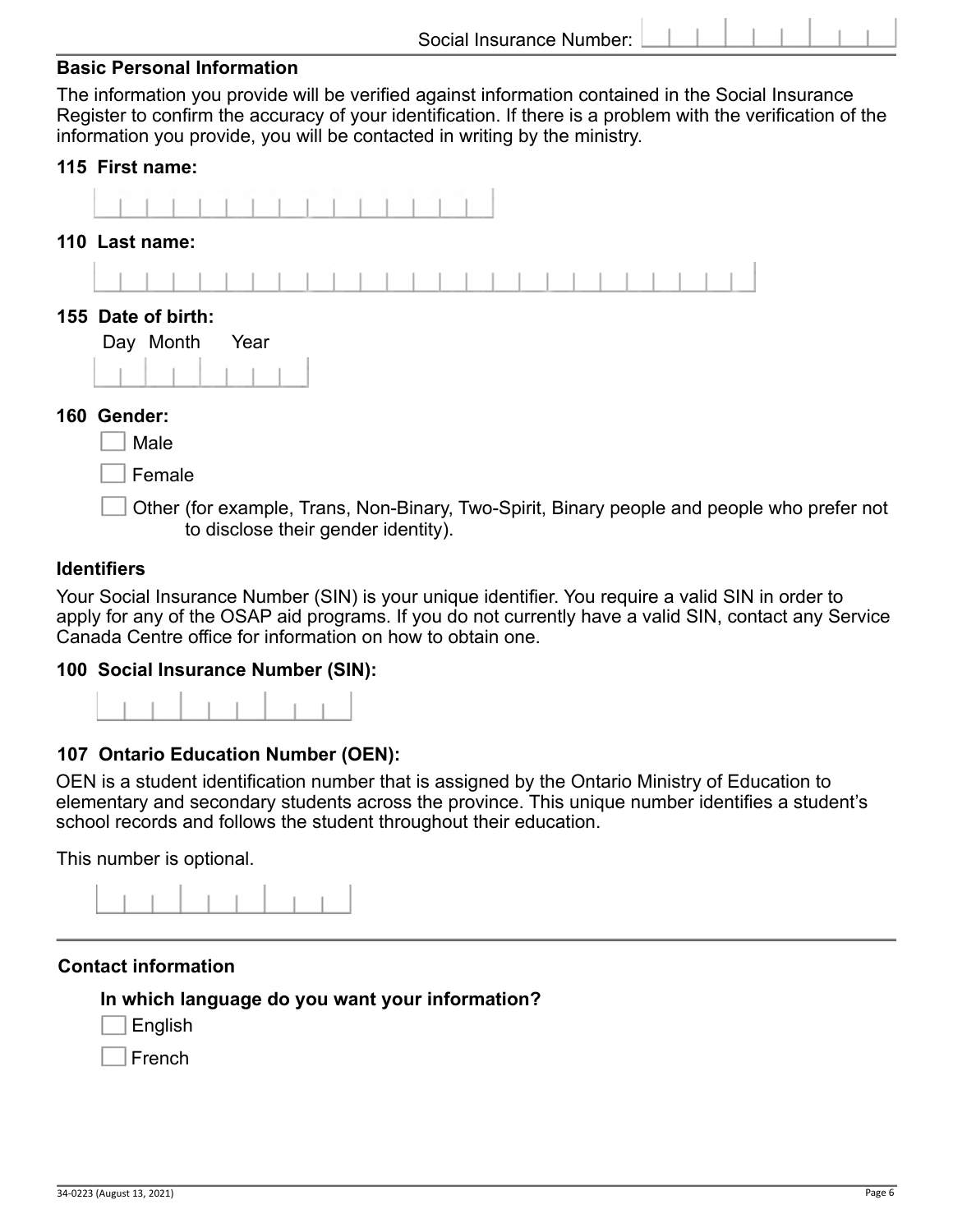Social Insurance Number: ______

## Basic Personal Information

The information you provide will be verified against information contained in the Social Insurance Register to confirm the accuracy of your identification. If there is a problem with the verification of the information you provide, you will be contacted in writing by the ministry.

**115 First name:**

**110 Last name:**

**155 Date of birth:**

Day Month Year

**160 Gender:**

- ☐ Male
- ☐ Female
- ☐ Other (for example, Trans, Non-Binary, Two-Spirit, Binary people and people who prefer not to disclose their gender identity).

## Identifiers

Your Social Insurance Number (SIN) is your unique identifier. You require a valid SIN in order to apply for any of the OSAP aid programs. If you do not currently have a valid SIN, contact any Service Canada Centre office for information on how to obtain one.

**100 Social Insurance Number (SIN):**

**107 Ontario Education Number (OEN):**

OEN is a student identification number that is assigned by the Ontario Ministry of Education to elementary and secondary students across the province. This unique number identifies a student's school records and follows the student throughout their education.

This number is optional.

---

## Contact information

**In which language do you want your information?**

- ☐ English
- ☐ French

34-0223 (August 13, 2021)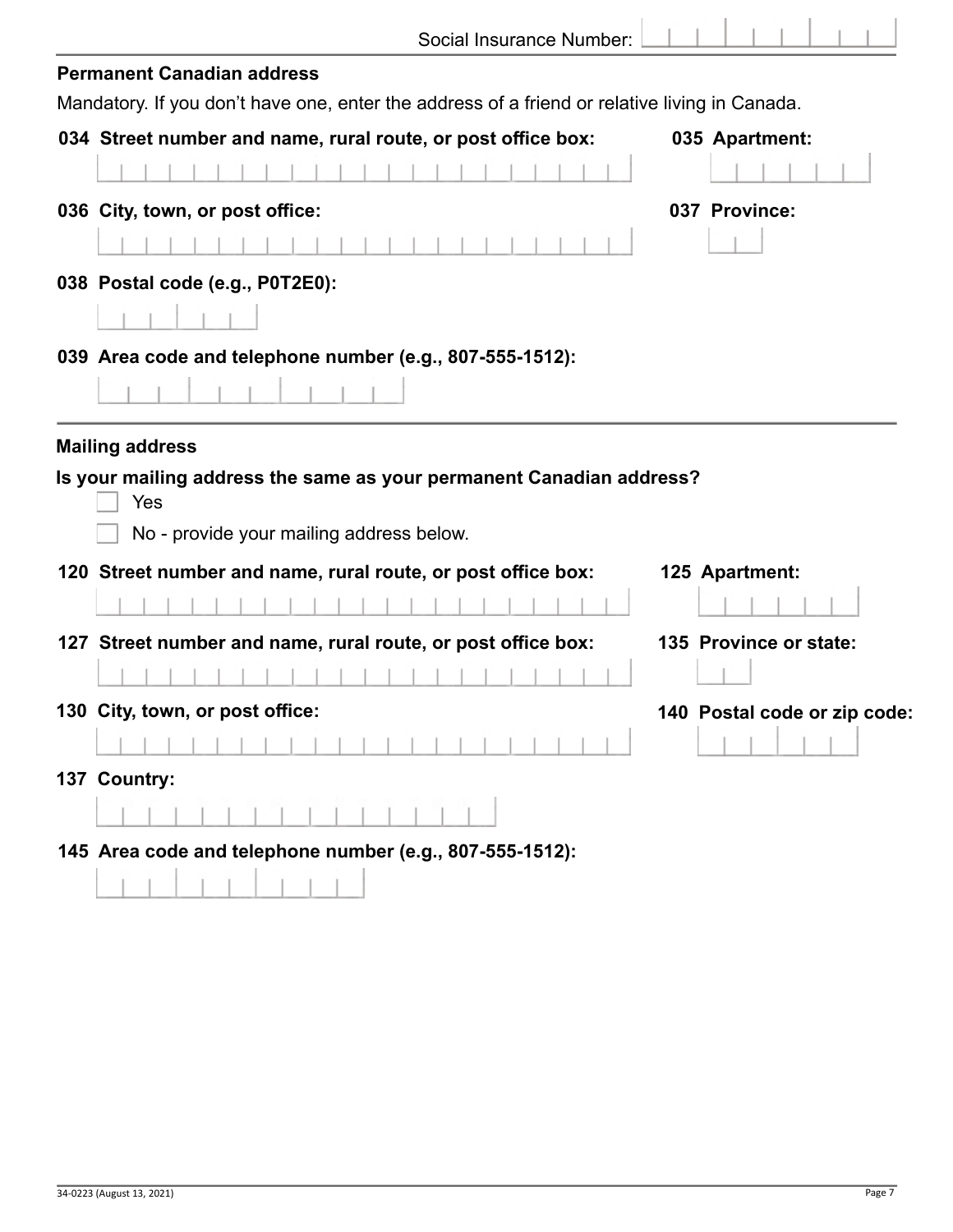Social Insurance Number:

## Permanent Canadian address

Mandatory. If you don't have one, enter the address of a friend or relative living in Canada.

**034 Street number and name, rural route, or post office box:**

**035 Apartment:**

**036 City, town, or post office:**

**037 Province:**

**038 Postal code (e.g., P0T2E0):**

**039 Area code and telephone number (e.g., 807-555-1512):**

## Mailing address

**Is your mailing address the same as your permanent Canadian address?**

- [ ] Yes
- [ ] No - provide your mailing address below.

**120 Street number and name, rural route, or post office box:**

**125 Apartment:**

**127 Street number and name, rural route, or post office box:**

**135 Province or state:**

**130 City, town, or post office:**

**140 Postal code or zip code:**

**137 Country:**

**145 Area code and telephone number (e.g., 807-555-1512):**

34-0223 (August 13, 2021)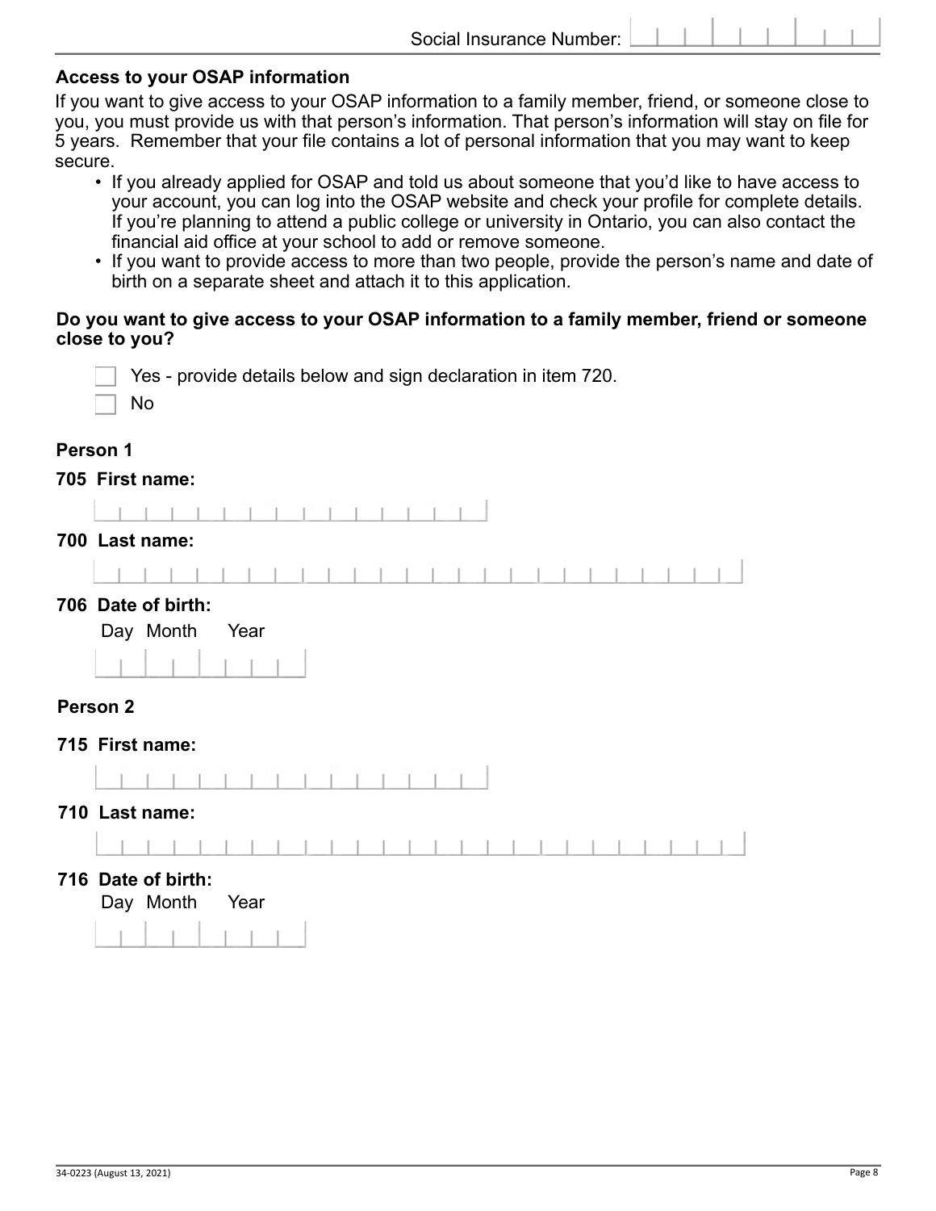Social Insurance Number:

## Access to your OSAP information

If you want to give access to your OSAP information to a family member, friend, or someone close to you, you must provide us with that person's information. That person's information will stay on file for 5 years. Remember that your file contains a lot of personal information that you may want to keep secure.

- If you already applied for OSAP and told us about someone that you'd like to have access to your account, you can log into the OSAP website and check your profile for complete details. If you're planning to attend a public college or university in Ontario, you can also contact the financial aid office at your school to add or remove someone.
- If you want to provide access to more than two people, provide the person's name and date of birth on a separate sheet and attach it to this application.

**Do you want to give access to your OSAP information to a family member, friend or someone close to you?**

☐ Yes - provide details below and sign declaration in item 720.

☐ No

### Person 1

**705 First name:**

**700 Last name:**

**706 Date of birth:**

Day Month Year

### Person 2

**715 First name:**

**710 Last name:**

**716 Date of birth:**

Day Month Year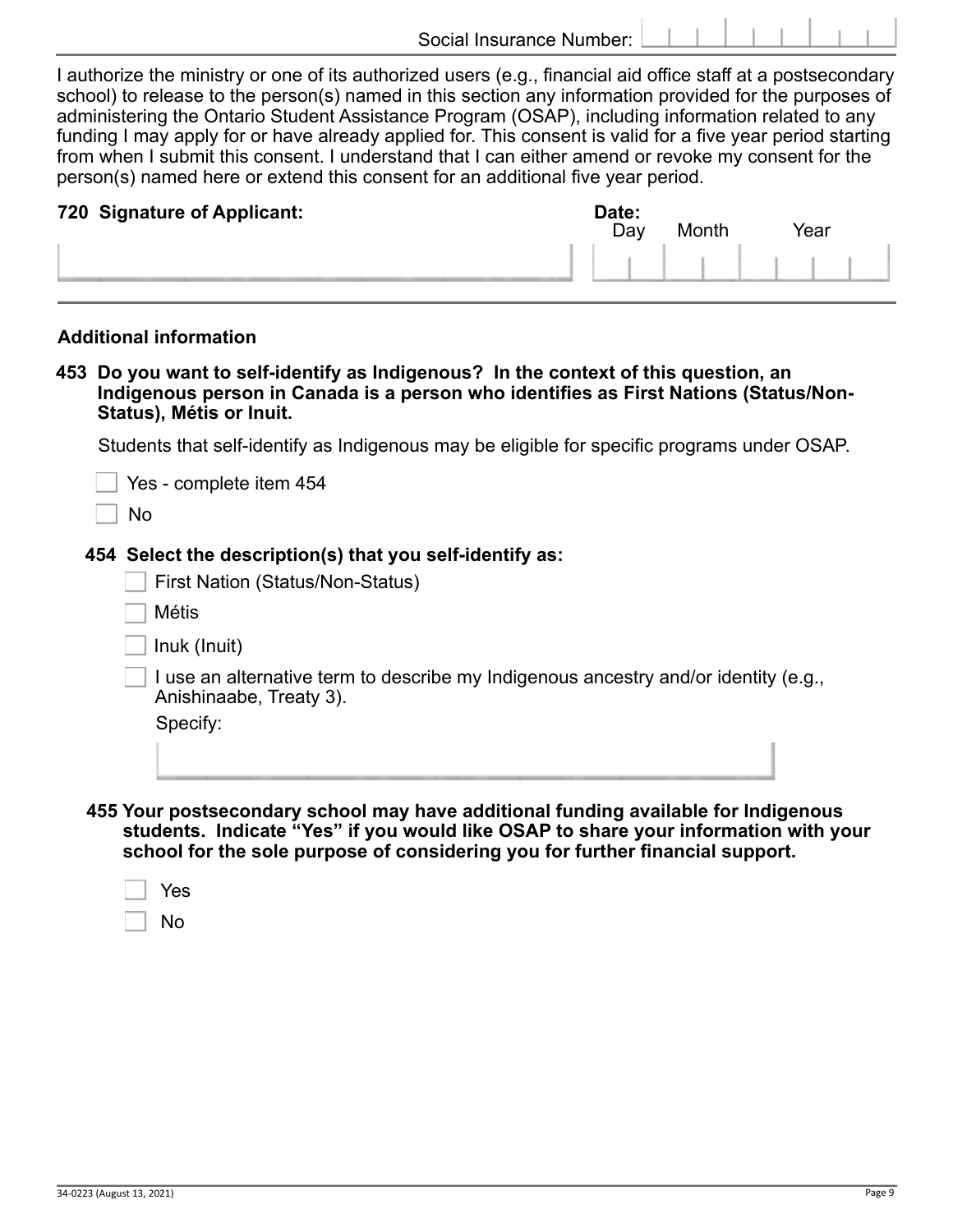Social Insurance Number: ___________

I authorize the ministry or one of its authorized users (e.g., financial aid office staff at a postsecondary school) to release to the person(s) named in this section any information provided for the purposes of administering the Ontario Student Assistance Program (OSAP), including information related to any funding I may apply for or have already applied for. This consent is valid for a five year period starting from when I submit this consent. I understand that I can either amend or revoke my consent for the person(s) named here or extend this consent for an additional five year period.

**720 Signature of Applicant:** ___________

**Date:** Day ___ Month ___ Year ___

### Additional information

**453 Do you want to self-identify as Indigenous? In the context of this question, an Indigenous person in Canada is a person who identifies as First Nations (Status/Non-Status), Métis or Inuit.**

Students that self-identify as Indigenous may be eligible for specific programs under OSAP.

- ☐ Yes - complete item 454
- ☐ No

**454 Select the description(s) that you self-identify as:**

- ☐ First Nation (Status/Non-Status)
- ☐ Métis
- ☐ Inuk (Inuit)
- ☐ I use an alternative term to describe my Indigenous ancestry and/or identity (e.g., Anishinaabe, Treaty 3).

  Specify: ___________

**455 Your postsecondary school may have additional funding available for Indigenous students. Indicate "Yes" if you would like OSAP to share your information with your school for the sole purpose of considering you for further financial support.**

- ☐ Yes
- ☐ No

34-0223 (August 13, 2021)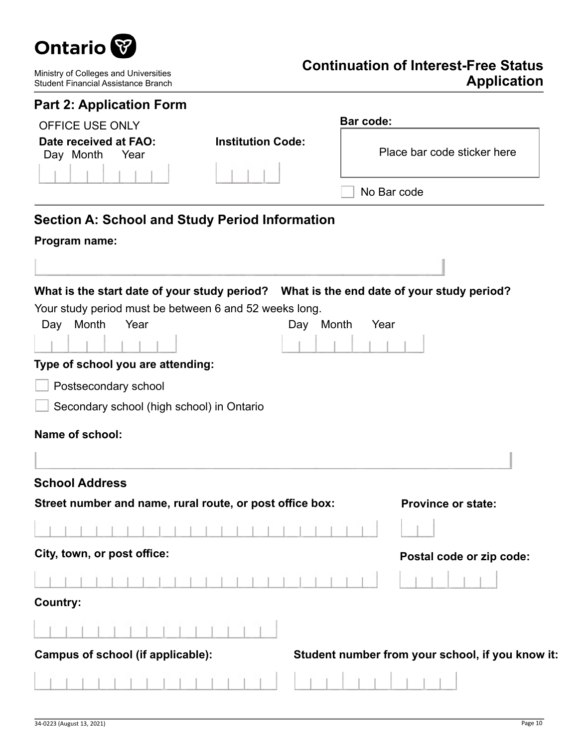Ontario

Ministry of Colleges and Universities
Student Financial Assistance Branch

# Continuation of Interest-Free Status Application

## Part 2: Application Form

OFFICE USE ONLY

**Date received at FAO:**
Day Month Year

**Institution Code:**

**Bar code:**

Place bar code sticker here

☐ No Bar code

## Section A: School and Study Period Information

**Program name:**

**What is the start date of your study period?** **What is the end date of your study period?**

Your study period must be between 6 and 52 weeks long.

Day Month Year

Day Month Year

**Type of school you are attending:**

☐ Postsecondary school

☐ Secondary school (high school) in Ontario

**Name of school:**

### School Address

**Street number and name, rural route, or post office box:**

**Province or state:**

**City, town, or post office:**

**Postal code or zip code:**

**Country:**

**Campus of school (if applicable):**

**Student number from your school, if you know it:**

34-0223 (August 13, 2021)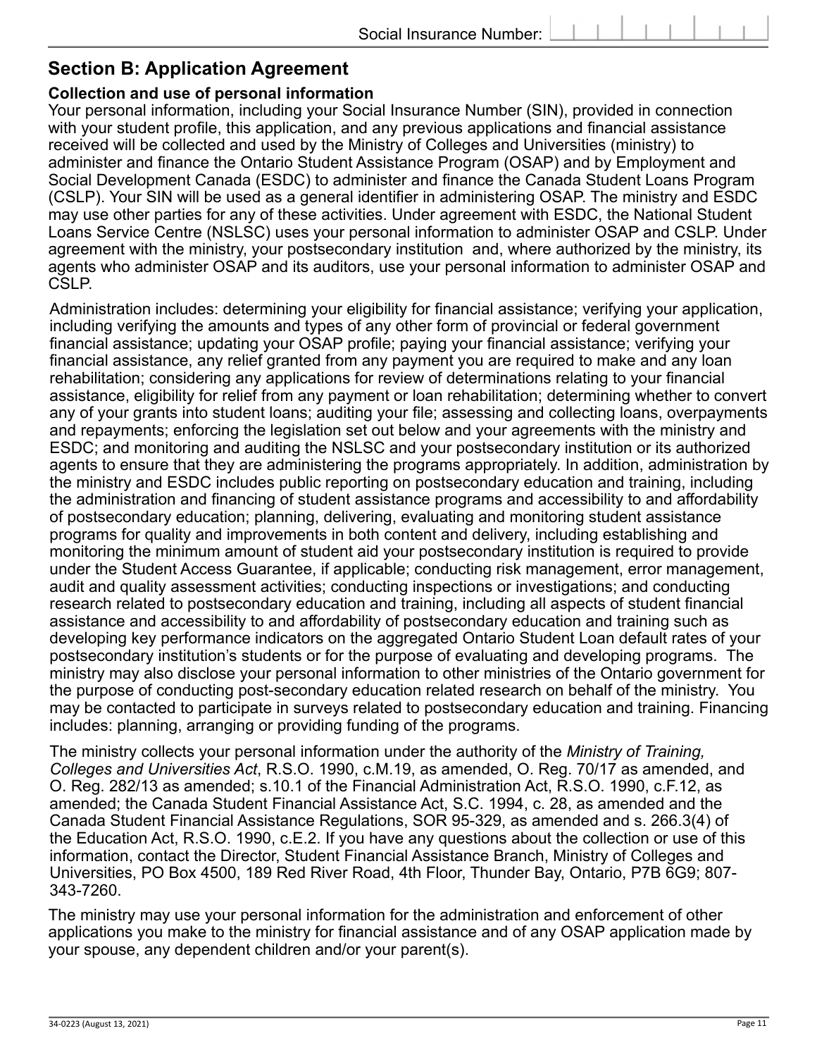Social Insurance Number:

## Section B: Application Agreement

### Collection and use of personal information

Your personal information, including your Social Insurance Number (SIN), provided in connection with your student profile, this application, and any previous applications and financial assistance received will be collected and used by the Ministry of Colleges and Universities (ministry) to administer and finance the Ontario Student Assistance Program (OSAP) and by Employment and Social Development Canada (ESDC) to administer and finance the Canada Student Loans Program (CSLP). Your SIN will be used as a general identifier in administering OSAP. The ministry and ESDC may use other parties for any of these activities. Under agreement with ESDC, the National Student Loans Service Centre (NSLSC) uses your personal information to administer OSAP and CSLP. Under agreement with the ministry, your postsecondary institution and, where authorized by the ministry, its agents who administer OSAP and its auditors, use your personal information to administer OSAP and CSLP.

Administration includes: determining your eligibility for financial assistance; verifying your application, including verifying the amounts and types of any other form of provincial or federal government financial assistance; updating your OSAP profile; paying your financial assistance; verifying your financial assistance, any relief granted from any payment you are required to make and any loan rehabilitation; considering any applications for review of determinations relating to your financial assistance, eligibility for relief from any payment or loan rehabilitation; determining whether to convert any of your grants into student loans; auditing your file; assessing and collecting loans, overpayments and repayments; enforcing the legislation set out below and your agreements with the ministry and ESDC; and monitoring and auditing the NSLSC and your postsecondary institution or its authorized agents to ensure that they are administering the programs appropriately. In addition, administration by the ministry and ESDC includes public reporting on postsecondary education and training, including the administration and financing of student assistance programs and accessibility to and affordability of postsecondary education; planning, delivering, evaluating and monitoring student assistance programs for quality and improvements in both content and delivery, including establishing and monitoring the minimum amount of student aid your postsecondary institution is required to provide under the Student Access Guarantee, if applicable; conducting risk management, error management, audit and quality assessment activities; conducting inspections or investigations; and conducting research related to postsecondary education and training, including all aspects of student financial assistance and accessibility to and affordability of postsecondary education and training such as developing key performance indicators on the aggregated Ontario Student Loan default rates of your postsecondary institution's students or for the purpose of evaluating and developing programs. The ministry may also disclose your personal information to other ministries of the Ontario government for the purpose of conducting post-secondary education related research on behalf of the ministry. You may be contacted to participate in surveys related to postsecondary education and training. Financing includes: planning, arranging or providing funding of the programs.

The ministry collects your personal information under the authority of the *Ministry of Training, Colleges and Universities Act*, R.S.O. 1990, c.M.19, as amended, O. Reg. 70/17 as amended, and O. Reg. 282/13 as amended; s.10.1 of the Financial Administration Act, R.S.O. 1990, c.F.12, as amended; the Canada Student Financial Assistance Act, S.C. 1994, c. 28, as amended and the Canada Student Financial Assistance Regulations, SOR 95-329, as amended and s. 266.3(4) of the Education Act, R.S.O. 1990, c.E.2. If you have any questions about the collection or use of this information, contact the Director, Student Financial Assistance Branch, Ministry of Colleges and Universities, PO Box 4500, 189 Red River Road, 4th Floor, Thunder Bay, Ontario, P7B 6G9; 807-343-7260.

The ministry may use your personal information for the administration and enforcement of other applications you make to the ministry for financial assistance and of any OSAP application made by your spouse, any dependent children and/or your parent(s).

34-0223 (August 13, 2021)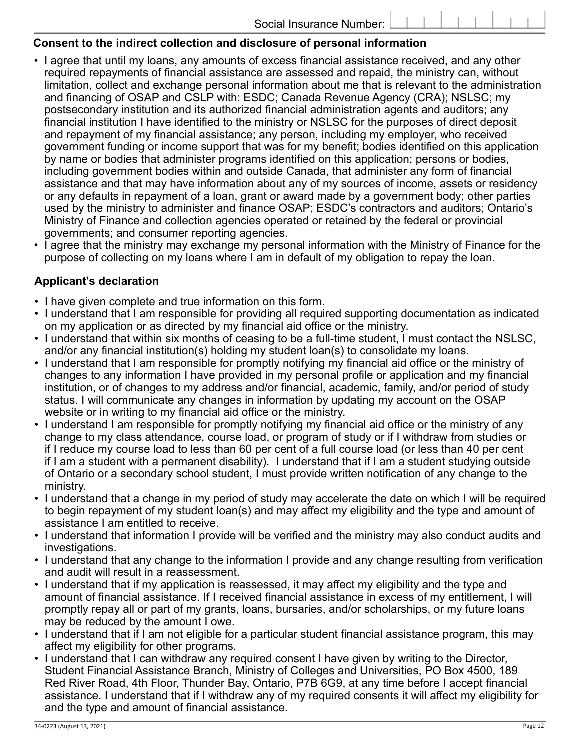Social Insurance Number: | | | | | | | | | |

## Consent to the indirect collection and disclosure of personal information

- I agree that until my loans, any amounts of excess financial assistance received, and any other required repayments of financial assistance are assessed and repaid, the ministry can, without limitation, collect and exchange personal information about me that is relevant to the administration and financing of OSAP and CSLP with: ESDC; Canada Revenue Agency (CRA); NSLSC; my postsecondary institution and its authorized financial administration agents and auditors; any financial institution I have identified to the ministry or NSLSC for the purposes of direct deposit and repayment of my financial assistance; any person, including my employer, who received government funding or income support that was for my benefit; bodies identified on this application by name or bodies that administer programs identified on this application; persons or bodies, including government bodies within and outside Canada, that administer any form of financial assistance and that may have information about any of my sources of income, assets or residency or any defaults in repayment of a loan, grant or award made by a government body; other parties used by the ministry to administer and finance OSAP; ESDC's contractors and auditors; Ontario's Ministry of Finance and collection agencies operated or retained by the federal or provincial governments; and consumer reporting agencies.
- I agree that the ministry may exchange my personal information with the Ministry of Finance for the purpose of collecting on my loans where I am in default of my obligation to repay the loan.

## Applicant's declaration

- I have given complete and true information on this form.
- I understand that I am responsible for providing all required supporting documentation as indicated on my application or as directed by my financial aid office or the ministry.
- I understand that within six months of ceasing to be a full-time student, I must contact the NSLSC, and/or any financial institution(s) holding my student loan(s) to consolidate my loans.
- I understand that I am responsible for promptly notifying my financial aid office or the ministry of changes to any information I have provided in my personal profile or application and my financial institution, or of changes to my address and/or financial, academic, family, and/or period of study status. I will communicate any changes in information by updating my account on the OSAP website or in writing to my financial aid office or the ministry.
- I understand I am responsible for promptly notifying my financial aid office or the ministry of any change to my class attendance, course load, or program of study or if I withdraw from studies or if I reduce my course load to less than 60 per cent of a full course load (or less than 40 per cent if I am a student with a permanent disability). I understand that if I am a student studying outside of Ontario or a secondary school student, I must provide written notification of any change to the ministry.
- I understand that a change in my period of study may accelerate the date on which I will be required to begin repayment of my student loan(s) and may affect my eligibility and the type and amount of assistance I am entitled to receive.
- I understand that information I provide will be verified and the ministry may also conduct audits and investigations.
- I understand that any change to the information I provide and any change resulting from verification and audit will result in a reassessment.
- I understand that if my application is reassessed, it may affect my eligibility and the type and amount of financial assistance. If I received financial assistance in excess of my entitlement, I will promptly repay all or part of my grants, loans, bursaries, and/or scholarships, or my future loans may be reduced by the amount I owe.
- I understand that if I am not eligible for a particular student financial assistance program, this may affect my eligibility for other programs.
- I understand that I can withdraw any required consent I have given by writing to the Director, Student Financial Assistance Branch, Ministry of Colleges and Universities, PO Box 4500, 189 Red River Road, 4th Floor, Thunder Bay, Ontario, P7B 6G9, at any time before I accept financial assistance. I understand that if I withdraw any of my required consents it will affect my eligibility for and the type and amount of financial assistance.

34-0223 (August 13, 2021)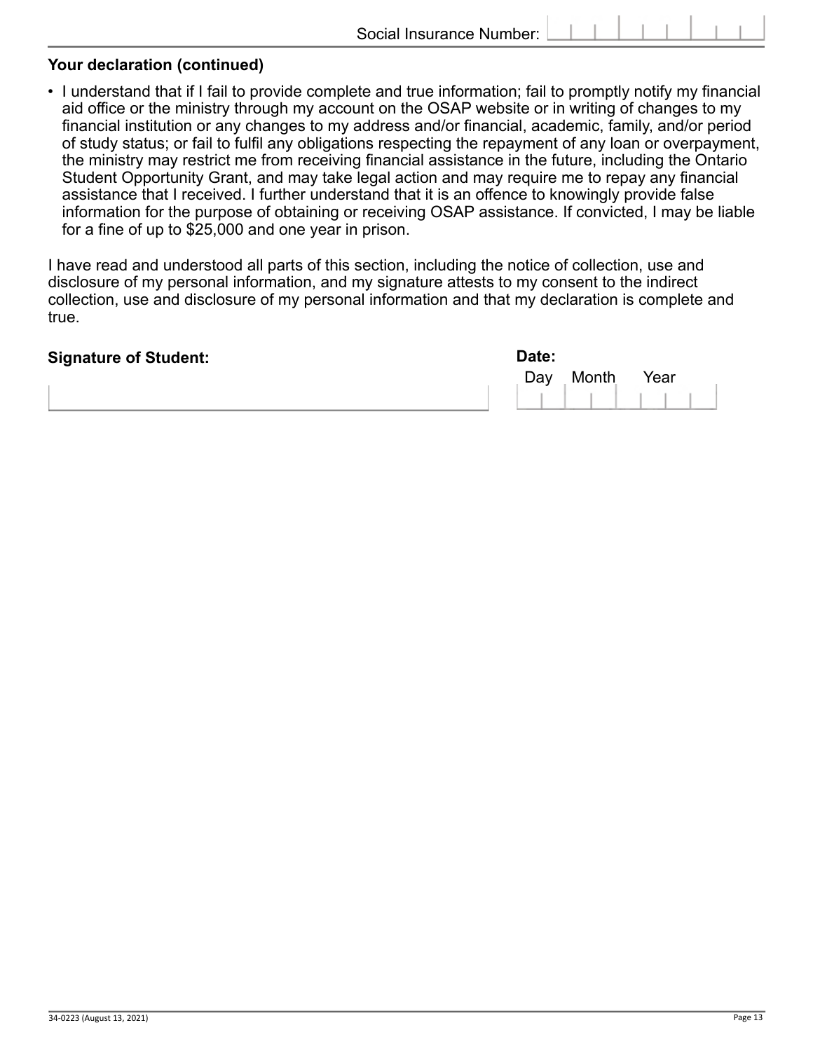Social Insurance Number: |_|_|_|_|_|_|_|_|_|

**Your declaration (continued)**

- I understand that if I fail to provide complete and true information; fail to promptly notify my financial aid office or the ministry through my account on the OSAP website or in writing of changes to my financial institution or any changes to my address and/or financial, academic, family, and/or period of study status; or fail to fulfil any obligations respecting the repayment of any loan or overpayment, the ministry may restrict me from receiving financial assistance in the future, including the Ontario Student Opportunity Grant, and may take legal action and may require me to repay any financial assistance that I received. I further understand that it is an offence to knowingly provide false information for the purpose of obtaining or receiving OSAP assistance. If convicted, I may be liable for a fine of up to $25,000 and one year in prison.

I have read and understood all parts of this section, including the notice of collection, use and disclosure of my personal information, and my signature attests to my consent to the indirect collection, use and disclosure of my personal information and that my declaration is complete and true.

**Signature of Student:** ______________________________

**Date:**

| Day | Month | Year |
|---|---|---|
| | | |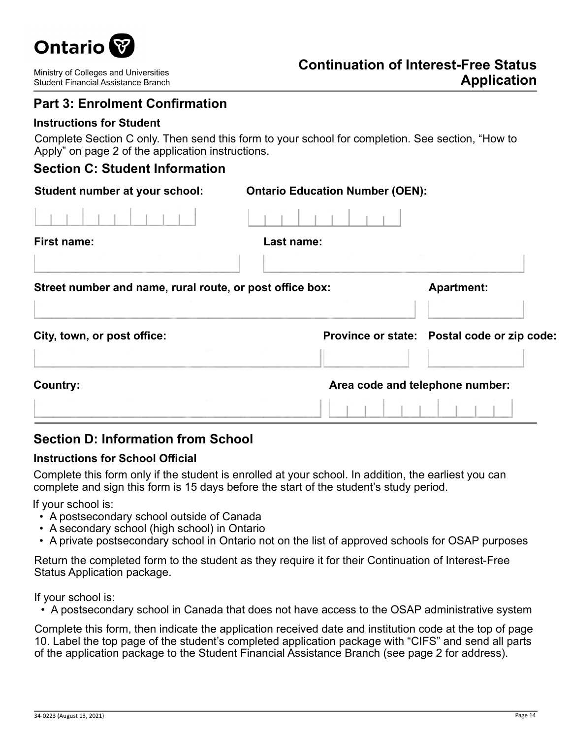# Ontario

Ministry of Colleges and Universities
Student Financial Assistance Branch

**Continuation of Interest-Free Status Application**

## Part 3: Enrolment Confirmation

### Instructions for Student

Complete Section C only. Then send this form to your school for completion. See section, "How to Apply" on page 2 of the application instructions.

## Section C: Student Information

**Student number at your school:**

**Ontario Education Number (OEN):**

**First name:**

**Last name:**

**Street number and name, rural route, or post office box:**

**Apartment:**

**City, town, or post office:**

**Province or state:**

**Postal code or zip code:**

**Country:**

**Area code and telephone number:**

## Section D: Information from School

### Instructions for School Official

Complete this form only if the student is enrolled at your school. In addition, the earliest you can complete and sign this form is 15 days before the start of the student's study period.

If your school is:

- A postsecondary school outside of Canada
- A secondary school (high school) in Ontario
- A private postsecondary school in Ontario not on the list of approved schools for OSAP purposes

Return the completed form to the student as they require it for their Continuation of Interest-Free Status Application package.

If your school is:

- A postsecondary school in Canada that does not have access to the OSAP administrative system

Complete this form, then indicate the application received date and institution code at the top of page 10. Label the top page of the student's completed application package with "CIFS" and send all parts of the application package to the Student Financial Assistance Branch (see page 2 for address).

34-0223 (August 13, 2021)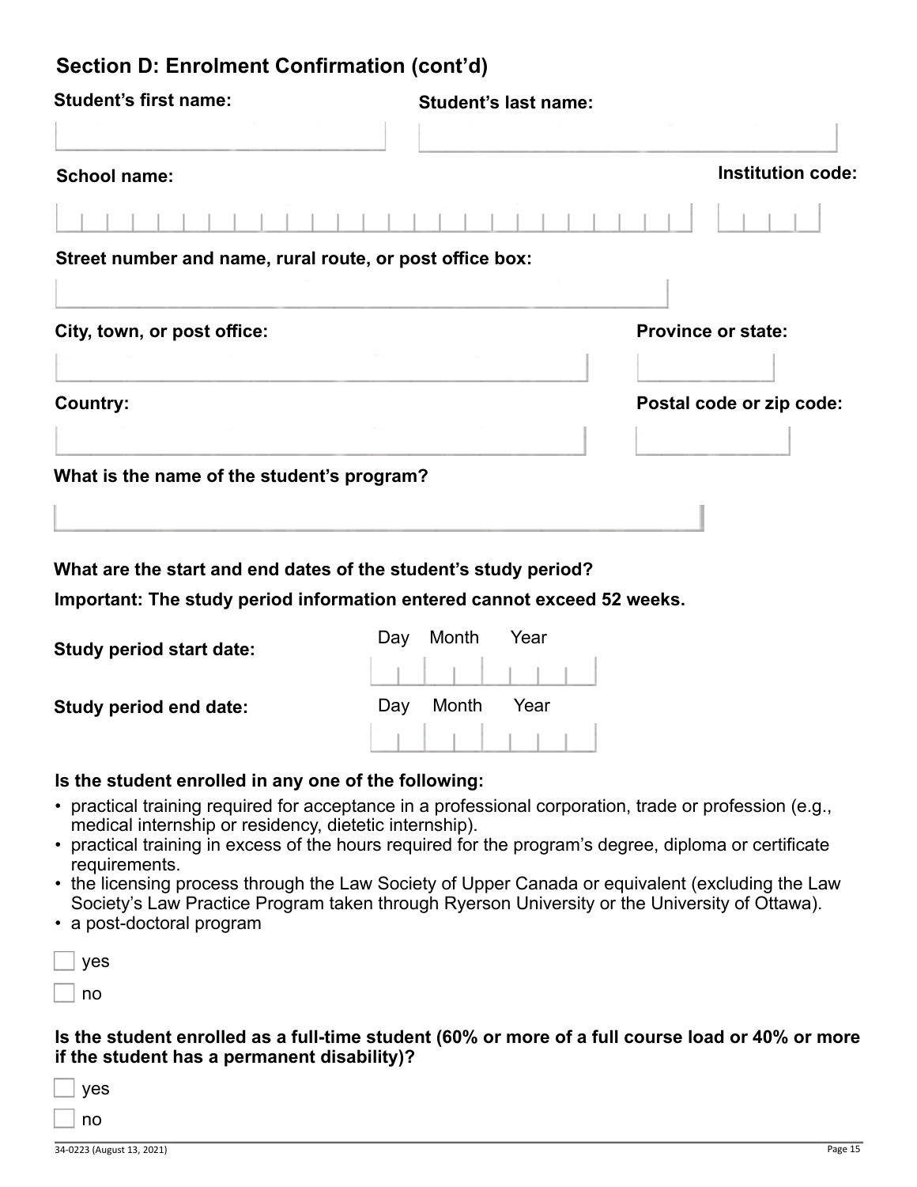## Section D: Enrolment Confirmation (cont'd)

**Student's first name:**

**Student's last name:**

**School name:**

**Institution code:**

**Street number and name, rural route, or post office box:**

**City, town, or post office:**

**Province or state:**

**Country:**

**Postal code or zip code:**

**What is the name of the student's program?**

**What are the start and end dates of the student's study period?**

**Important: The study period information entered cannot exceed 52 weeks.**

**Study period start date:** Day Month Year

**Study period end date:** Day Month Year

**Is the student enrolled in any one of the following:**

- practical training required for acceptance in a professional corporation, trade or profession (e.g., medical internship or residency, dietetic internship).
- practical training in excess of the hours required for the program's degree, diploma or certificate requirements.
- the licensing process through the Law Society of Upper Canada or equivalent (excluding the Law Society's Law Practice Program taken through Ryerson University or the University of Ottawa).
- a post-doctoral program

☐ yes

☐ no

**Is the student enrolled as a full-time student (60% or more of a full course load or 40% or more if the student has a permanent disability)?**

☐ yes

☐ no

34-0223 (August 13, 2021)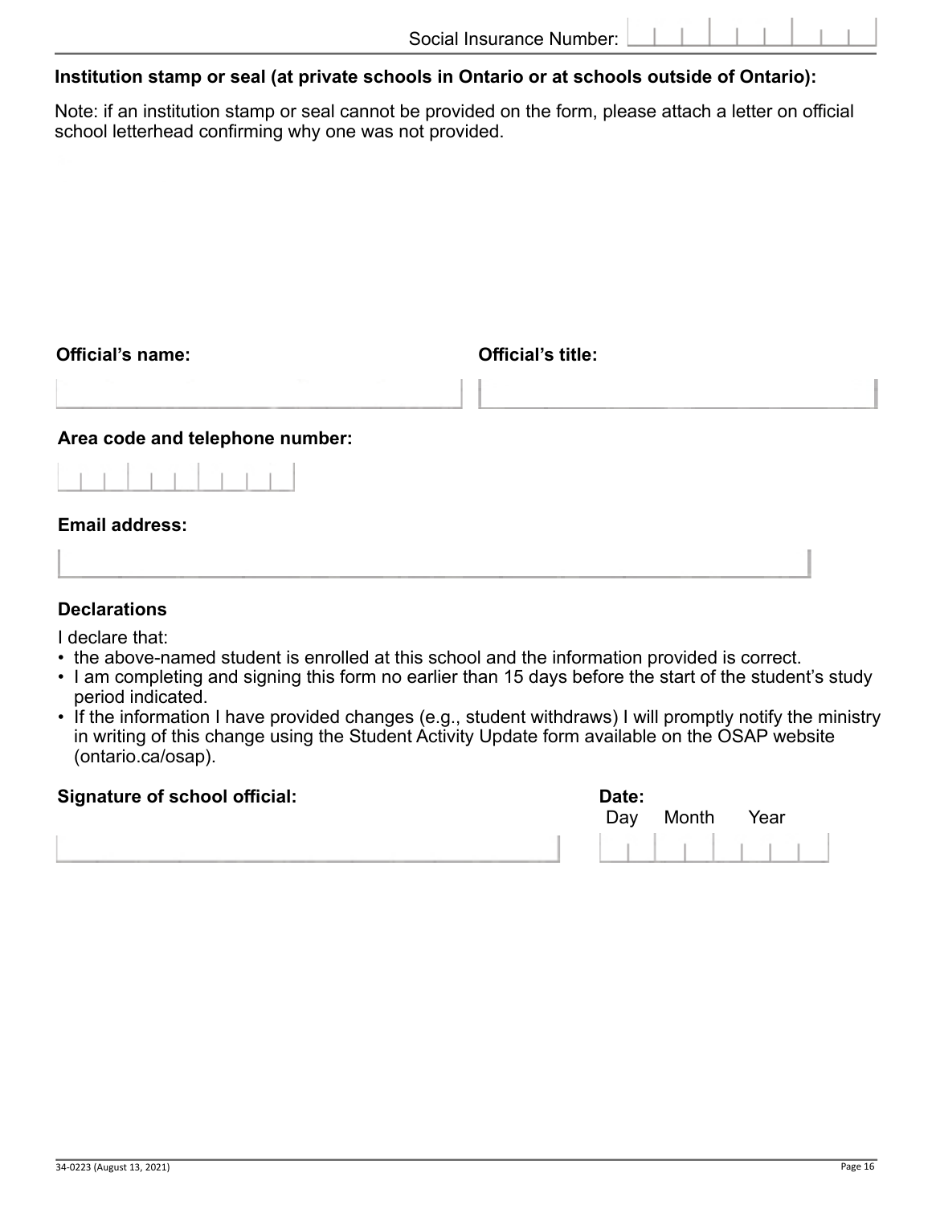Social Insurance Number:

**Institution stamp or seal (at private schools in Ontario or at schools outside of Ontario):**

Note: if an institution stamp or seal cannot be provided on the form, please attach a letter on official school letterhead confirming why one was not provided.

**Official's name:**

**Official's title:**

**Area code and telephone number:**

**Email address:**

### Declarations

I declare that:

- the above-named student is enrolled at this school and the information provided is correct.
- I am completing and signing this form no earlier than 15 days before the start of the student's study period indicated.
- If the information I have provided changes (e.g., student withdraws) I will promptly notify the ministry in writing of this change using the Student Activity Update form available on the OSAP website (ontario.ca/osap).

**Signature of school official:**

**Date:**
Day Month Year

34-0223 (August 13, 2021)